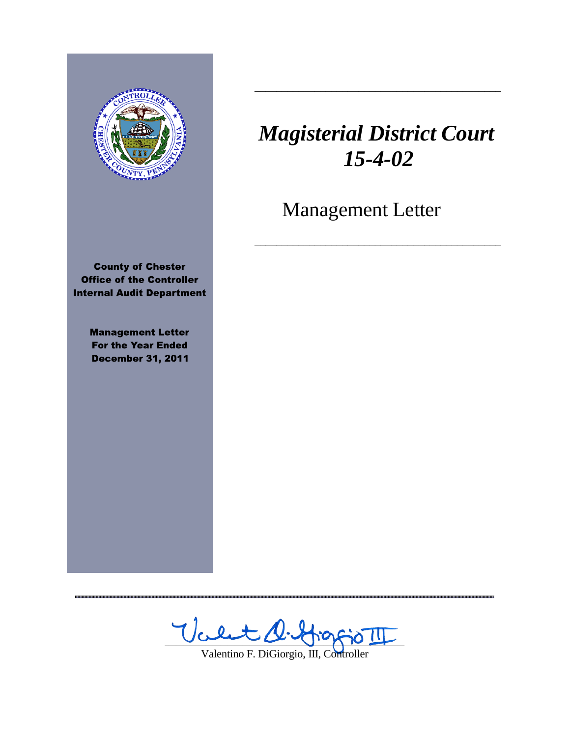# *Magisterial District Court 15-4-02*

Management Letter

**County of Chester**
**Office of the Controller**
**Internal Audit Department**

**Management Letter**
**For the Year Ended**
**December 31, 2011**

Valentino F. DiGiorgio, III, Controller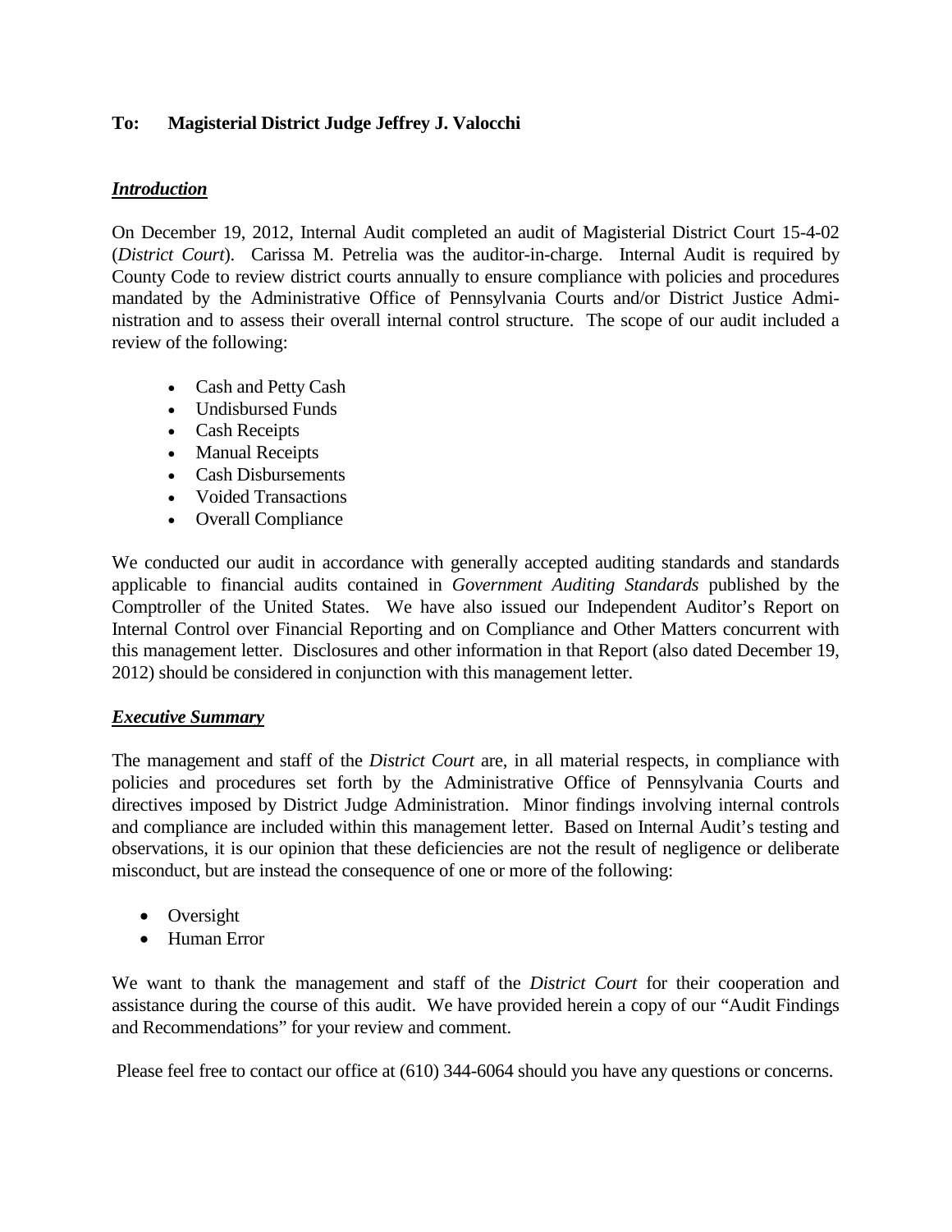**To: Magisterial District Judge Jeffrey J. Valocchi**

***Introduction***

On December 19, 2012, Internal Audit completed an audit of Magisterial District Court 15-4-02 (*District Court*). Carissa M. Petrelia was the auditor-in-charge. Internal Audit is required by County Code to review district courts annually to ensure compliance with policies and procedures mandated by the Administrative Office of Pennsylvania Courts and/or District Justice Administration and to assess their overall internal control structure. The scope of our audit included a review of the following:

- Cash and Petty Cash
- Undisbursed Funds
- Cash Receipts
- Manual Receipts
- Cash Disbursements
- Voided Transactions
- Overall Compliance

We conducted our audit in accordance with generally accepted auditing standards and standards applicable to financial audits contained in *Government Auditing Standards* published by the Comptroller of the United States. We have also issued our Independent Auditor's Report on Internal Control over Financial Reporting and on Compliance and Other Matters concurrent with this management letter. Disclosures and other information in that Report (also dated December 19, 2012) should be considered in conjunction with this management letter.

***Executive Summary***

The management and staff of the *District Court* are, in all material respects, in compliance with policies and procedures set forth by the Administrative Office of Pennsylvania Courts and directives imposed by District Judge Administration. Minor findings involving internal controls and compliance are included within this management letter. Based on Internal Audit's testing and observations, it is our opinion that these deficiencies are not the result of negligence or deliberate misconduct, but are instead the consequence of one or more of the following:

- Oversight
- Human Error

We want to thank the management and staff of the *District Court* for their cooperation and assistance during the course of this audit. We have provided herein a copy of our "Audit Findings and Recommendations" for your review and comment.

Please feel free to contact our office at (610) 344-6064 should you have any questions or concerns.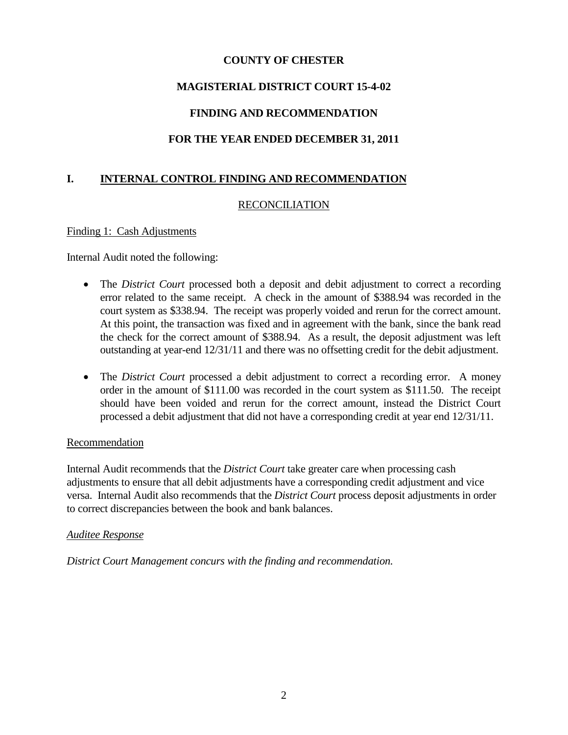# COUNTY OF CHESTER

## MAGISTERIAL DISTRICT COURT 15-4-02

## FINDING AND RECOMMENDATION

## FOR THE YEAR ENDED DECEMBER 31, 2011

## I. INTERNAL CONTROL FINDING AND RECOMMENDATION

### RECONCILIATION

Finding 1: Cash Adjustments

Internal Audit noted the following:

- The *District Court* processed both a deposit and debit adjustment to correct a recording error related to the same receipt. A check in the amount of $388.94 was recorded in the court system as $338.94. The receipt was properly voided and rerun for the correct amount. At this point, the transaction was fixed and in agreement with the bank, since the bank read the check for the correct amount of $388.94. As a result, the deposit adjustment was left outstanding at year-end 12/31/11 and there was no offsetting credit for the debit adjustment.

- The *District Court* processed a debit adjustment to correct a recording error. A money order in the amount of $111.00 was recorded in the court system as $111.50. The receipt should have been voided and rerun for the correct amount, instead the District Court processed a debit adjustment that did not have a corresponding credit at year end 12/31/11.

Recommendation

Internal Audit recommends that the *District Court* take greater care when processing cash adjustments to ensure that all debit adjustments have a corresponding credit adjustment and vice versa. Internal Audit also recommends that the *District Court* process deposit adjustments in order to correct discrepancies between the book and bank balances.

*Auditee Response*

*District Court Management concurs with the finding and recommendation.*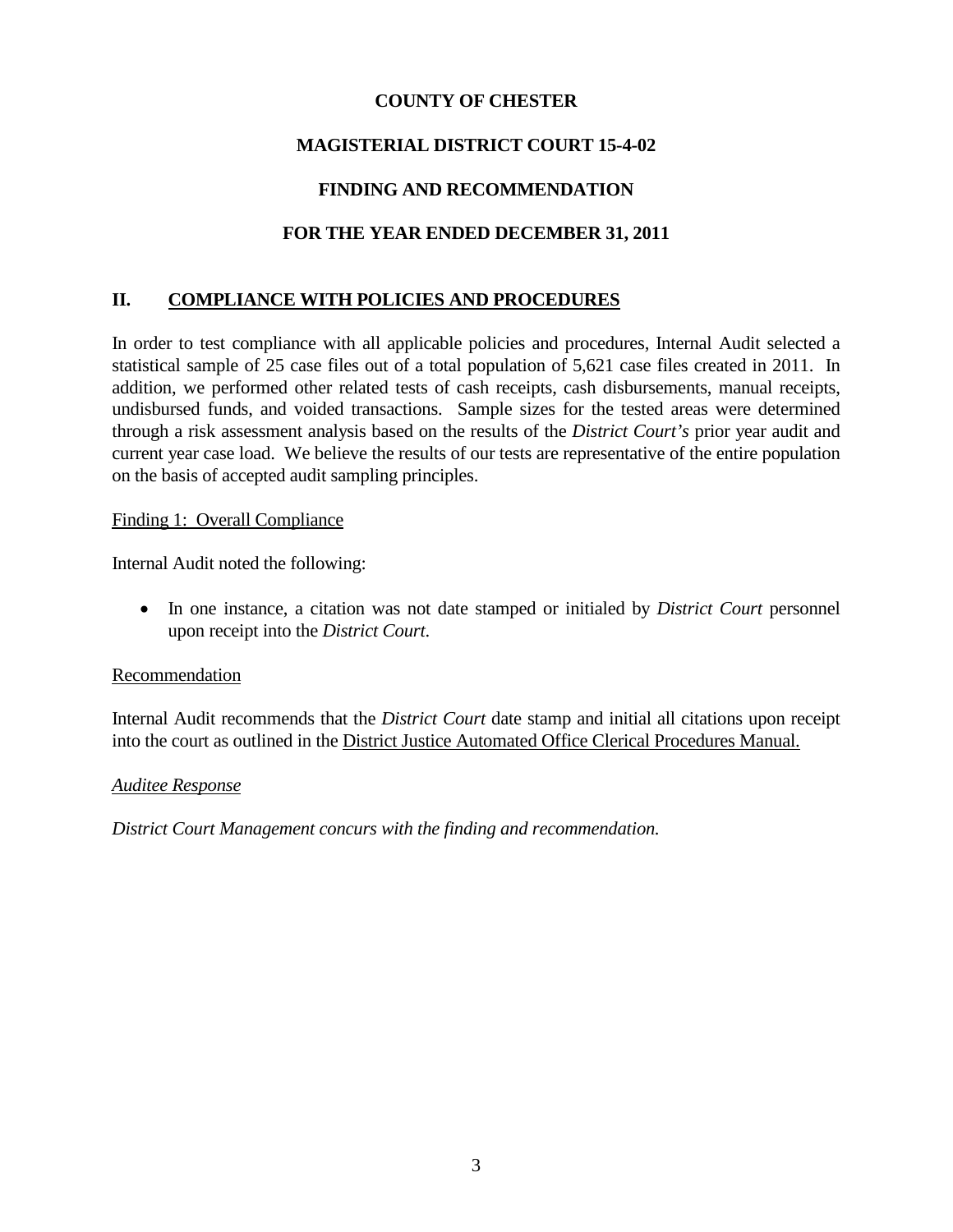**COUNTY OF CHESTER**

**MAGISTERIAL DISTRICT COURT 15-4-02**

**FINDING AND RECOMMENDATION**

**FOR THE YEAR ENDED DECEMBER 31, 2011**

## II. COMPLIANCE WITH POLICIES AND PROCEDURES

In order to test compliance with all applicable policies and procedures, Internal Audit selected a statistical sample of 25 case files out of a total population of 5,621 case files created in 2011. In addition, we performed other related tests of cash receipts, cash disbursements, manual receipts, undisbursed funds, and voided transactions. Sample sizes for the tested areas were determined through a risk assessment analysis based on the results of the *District Court's* prior year audit and current year case load. We believe the results of our tests are representative of the entire population on the basis of accepted audit sampling principles.

Finding 1: Overall Compliance

Internal Audit noted the following:

- In one instance, a citation was not date stamped or initialed by *District Court* personnel upon receipt into the *District Court*.

Recommendation

Internal Audit recommends that the *District Court* date stamp and initial all citations upon receipt into the court as outlined in the District Justice Automated Office Clerical Procedures Manual.

*Auditee Response*

*District Court Management concurs with the finding and recommendation.*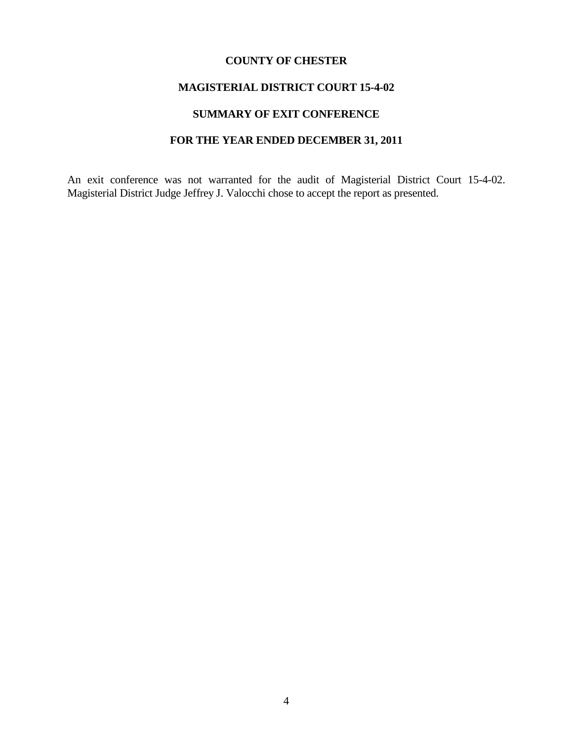**COUNTY OF CHESTER**

**MAGISTERIAL DISTRICT COURT 15-4-02**

**SUMMARY OF EXIT CONFERENCE**

**FOR THE YEAR ENDED DECEMBER 31, 2011**

An exit conference was not warranted for the audit of Magisterial District Court 15-4-02. Magisterial District Judge Jeffrey J. Valocchi chose to accept the report as presented.